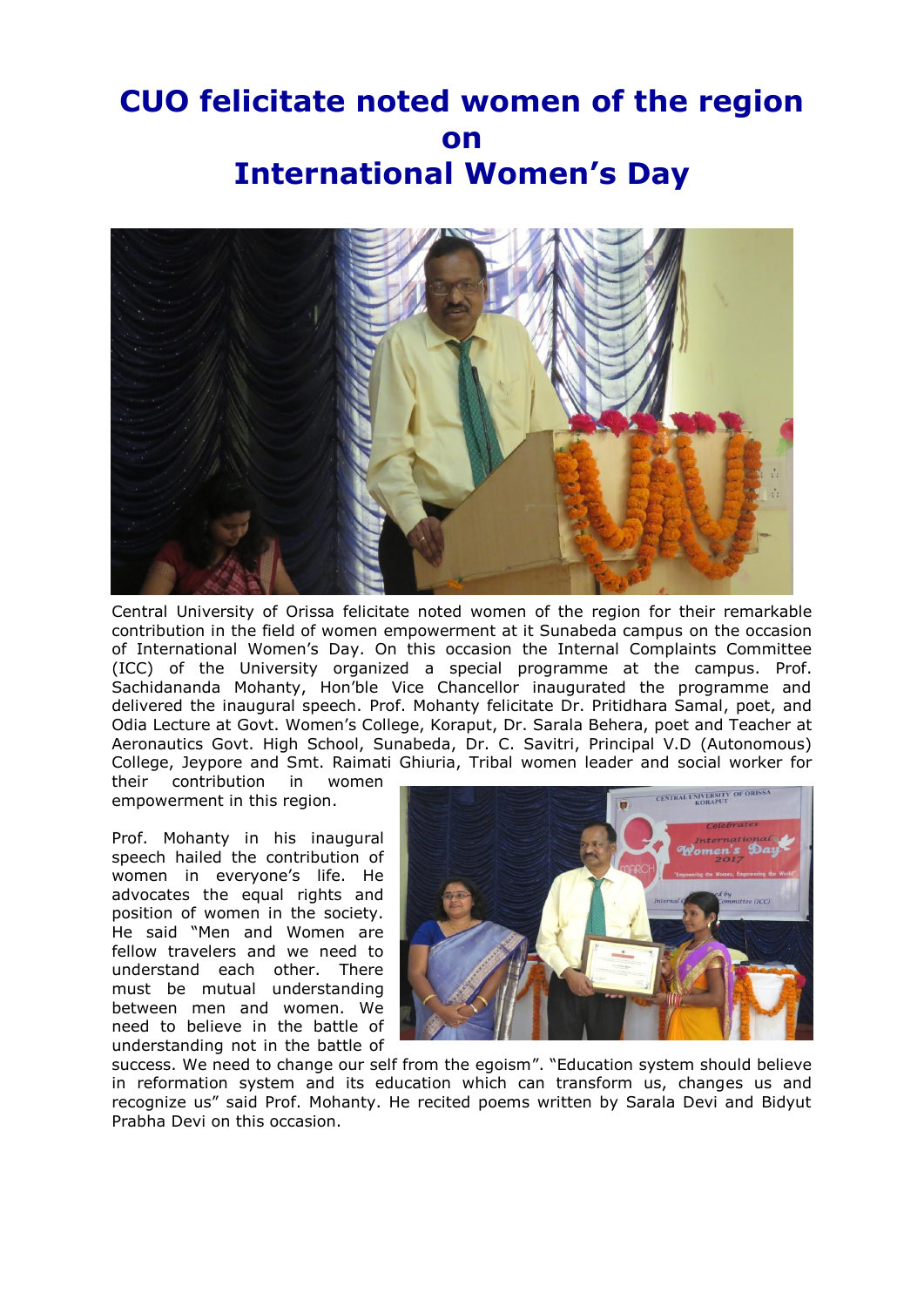# CUO felicitate noted women of the region on International Women's Day

Central University of Orissa felicitate noted women of the region for their remarkable contribution in the field of women empowerment at it Sunabeda campus on the occasion of International Women's Day. On this occasion the Internal Complaints Committee (ICC) of the University organized a special programme at the campus. Prof. Sachidananda Mohanty, Hon'ble Vice Chancellor inaugurated the programme and delivered the inaugural speech. Prof. Mohanty felicitate Dr. Pritidhara Samal, poet, and Odia Lecture at Govt. Women's College, Koraput, Dr. Sarala Behera, poet and Teacher at Aeronautics Govt. High School, Sunabeda, Dr. C. Savitri, Principal V.D (Autonomous) College, Jeypore and Smt. Raimati Ghiuria, Tribal women leader and social worker for their contribution in women empowerment in this region.

Prof. Mohanty in his inaugural speech hailed the contribution of women in everyone's life. He advocates the equal rights and position of women in the society. He said "Men and Women are fellow travelers and we need to understand each other. There must be mutual understanding between men and women. We need to believe in the battle of understanding not in the battle of success. We need to change our self from the egoism". "Education system should believe in reformation system and its education which can transform us, changes us and recognize us" said Prof. Mohanty. He recited poems written by Sarala Devi and Bidyut Prabha Devi on this occasion.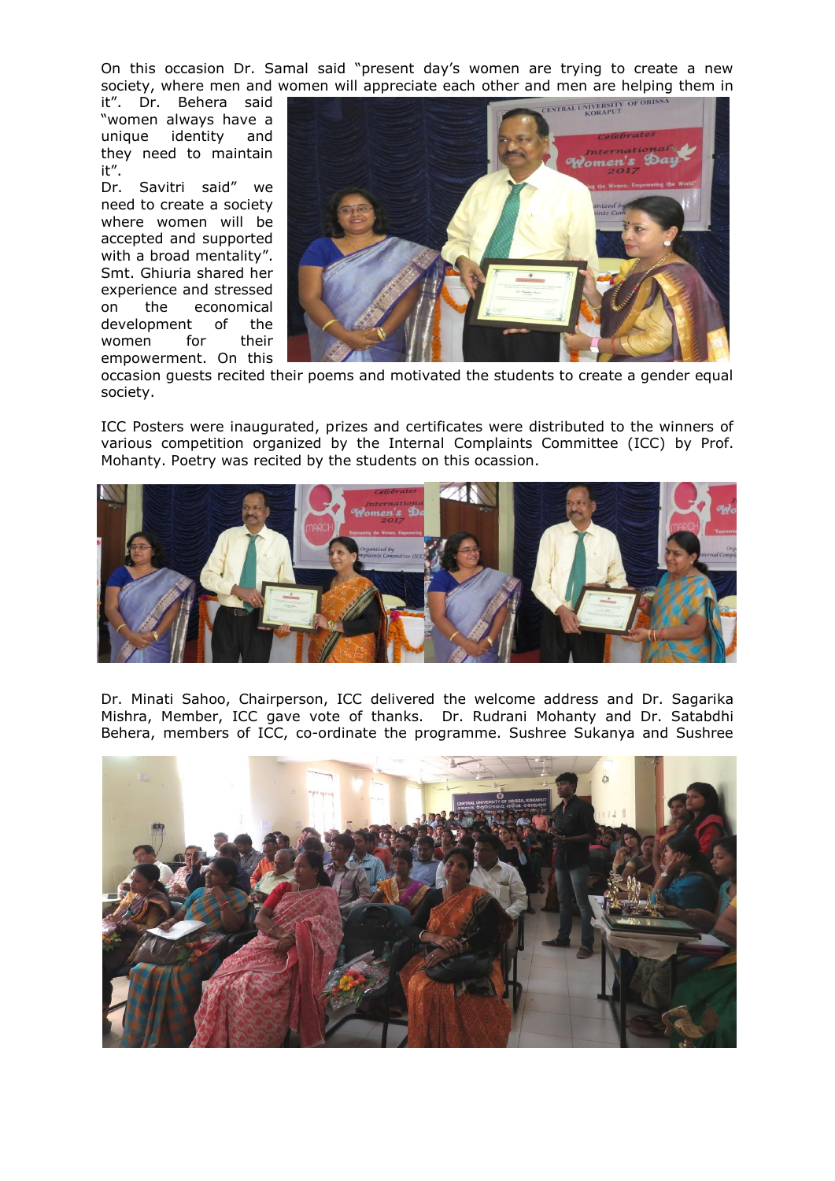On this occasion Dr. Samal said "present day's women are trying to create a new society, where men and women will appreciate each other and men are helping them in it". Dr. Behera said "women always have a unique identity and they need to maintain it".
Dr. Savitri said" we need to create a society where women will be accepted and supported with a broad mentality". Smt. Ghiuria shared her experience and stressed on the economical development of the women for their empowerment. On this occasion guests recited their poems and motivated the students to create a gender equal society.

ICC Posters were inaugurated, prizes and certificates were distributed to the winners of various competition organized by the Internal Complaints Committee (ICC) by Prof. Mohanty. Poetry was recited by the students on this ocassion.

Dr. Minati Sahoo, Chairperson, ICC delivered the welcome address and Dr. Sagarika Mishra, Member, ICC gave vote of thanks. Dr. Rudrani Mohanty and Dr. Satabdhi Behera, members of ICC, co-ordinate the programme. Sushree Sukanya and Sushree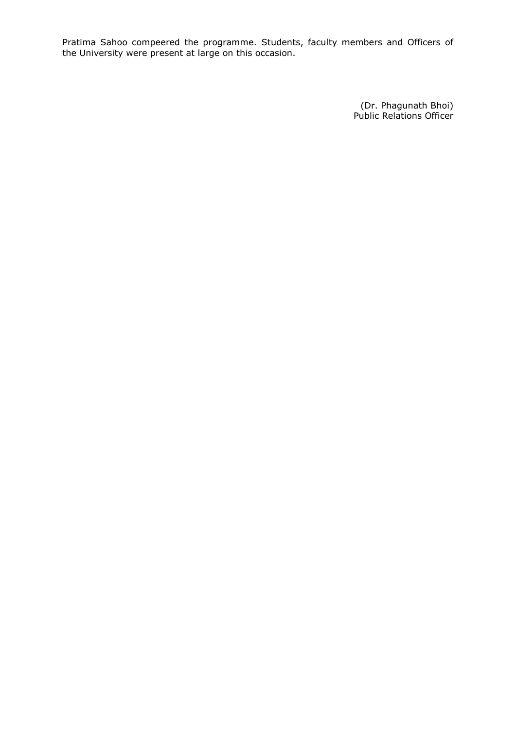Pratima Sahoo compeered the programme. Students, faculty members and Officers of the University were present at large on this occasion.

(Dr. Phagunath Bhoi)
Public Relations Officer